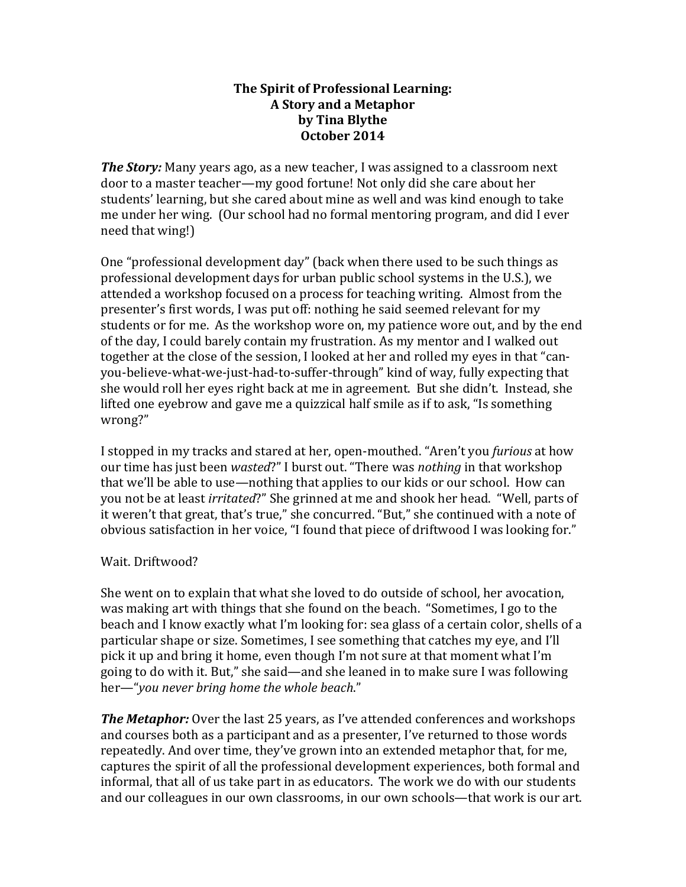# The Spirit of Professional Learning:
# A Story and a Metaphor
## by Tina Blythe
## October 2014

***The Story:*** Many years ago, as a new teacher, I was assigned to a classroom next door to a master teacher—my good fortune! Not only did she care about her students' learning, but she cared about mine as well and was kind enough to take me under her wing. (Our school had no formal mentoring program, and did I ever need that wing!)

One "professional development day" (back when there used to be such things as professional development days for urban public school systems in the U.S.), we attended a workshop focused on a process for teaching writing. Almost from the presenter's first words, I was put off: nothing he said seemed relevant for my students or for me. As the workshop wore on, my patience wore out, and by the end of the day, I could barely contain my frustration. As my mentor and I walked out together at the close of the session, I looked at her and rolled my eyes in that "can-you-believe-what-we-just-had-to-suffer-through" kind of way, fully expecting that she would roll her eyes right back at me in agreement. But she didn't. Instead, she lifted one eyebrow and gave me a quizzical half smile as if to ask, "Is something wrong?"

I stopped in my tracks and stared at her, open-mouthed. "Aren't you *furious* at how our time has just been *wasted*?" I burst out. "There was *nothing* in that workshop that we'll be able to use—nothing that applies to our kids or our school. How can you not be at least *irritated*?" She grinned at me and shook her head. "Well, parts of it weren't that great, that's true," she concurred. "But," she continued with a note of obvious satisfaction in her voice, "I found that piece of driftwood I was looking for."

Wait. Driftwood?

She went on to explain that what she loved to do outside of school, her avocation, was making art with things that she found on the beach. "Sometimes, I go to the beach and I know exactly what I'm looking for: sea glass of a certain color, shells of a particular shape or size. Sometimes, I see something that catches my eye, and I'll pick it up and bring it home, even though I'm not sure at that moment what I'm going to do with it. But," she said—and she leaned in to make sure I was following her—"*you never bring home the whole beach.*"

***The Metaphor:*** Over the last 25 years, as I've attended conferences and workshops and courses both as a participant and as a presenter, I've returned to those words repeatedly. And over time, they've grown into an extended metaphor that, for me, captures the spirit of all the professional development experiences, both formal and informal, that all of us take part in as educators. The work we do with our students and our colleagues in our own classrooms, in our own schools—that work is our art.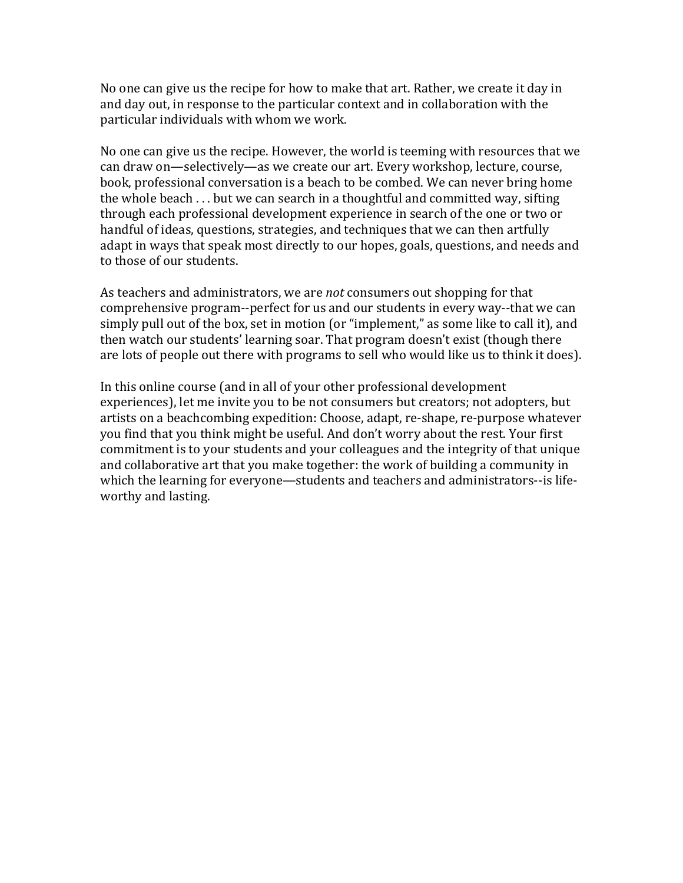No one can give us the recipe for how to make that art. Rather, we create it day in and day out, in response to the particular context and in collaboration with the particular individuals with whom we work.

No one can give us the recipe. However, the world is teeming with resources that we can draw on—selectively—as we create our art. Every workshop, lecture, course, book, professional conversation is a beach to be combed. We can never bring home the whole beach . . . but we can search in a thoughtful and committed way, sifting through each professional development experience in search of the one or two or handful of ideas, questions, strategies, and techniques that we can then artfully adapt in ways that speak most directly to our hopes, goals, questions, and needs and to those of our students.

As teachers and administrators, we are *not* consumers out shopping for that comprehensive program--perfect for us and our students in every way--that we can simply pull out of the box, set in motion (or "implement," as some like to call it), and then watch our students' learning soar. That program doesn't exist (though there are lots of people out there with programs to sell who would like us to think it does).

In this online course (and in all of your other professional development experiences), let me invite you to be not consumers but creators; not adopters, but artists on a beachcombing expedition: Choose, adapt, re-shape, re-purpose whatever you find that you think might be useful. And don't worry about the rest. Your first commitment is to your students and your colleagues and the integrity of that unique and collaborative art that you make together: the work of building a community in which the learning for everyone—students and teachers and administrators--is life-worthy and lasting.